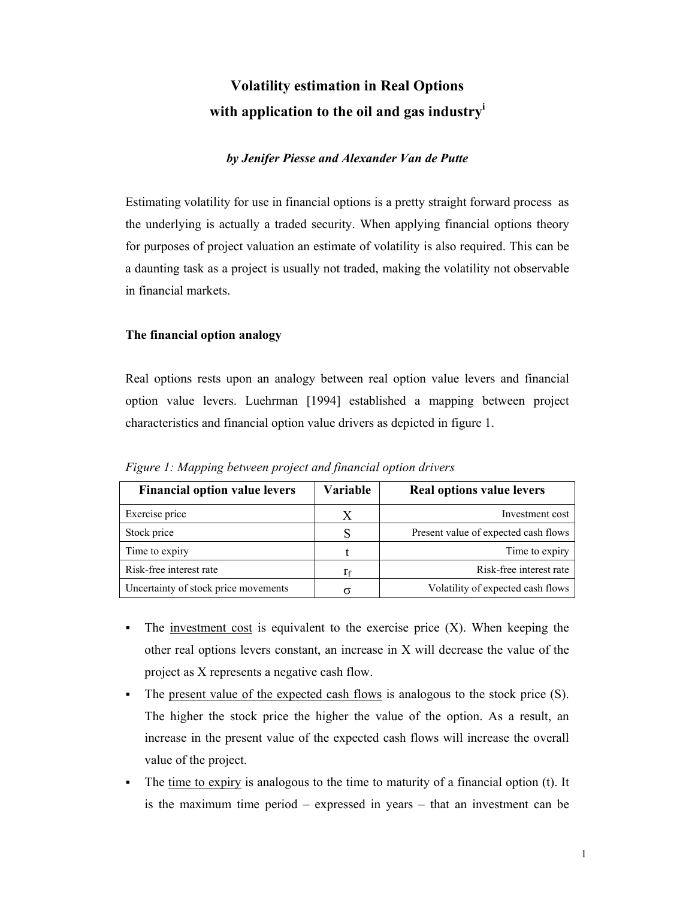# Volatility estimation in Real Options with application to the oil and gas industry[i]

***by Jenifer Piesse and Alexander Van de Putte***

Estimating volatility for use in financial options is a pretty straight forward process as the underlying is actually a traded security. When applying financial options theory for purposes of project valuation an estimate of volatility is also required. This can be a daunting task as a project is usually not traded, making the volatility not observable in financial markets.

## The financial option analogy

Real options rests upon an analogy between real option value levers and financial option value levers. Luehrman [1994] established a mapping between project characteristics and financial option value drivers as depicted in figure 1.

*Figure 1: Mapping between project and financial option drivers*

| Financial option value levers | Variable | Real options value levers |
|---|---|---|
| Exercise price | X | Investment cost |
| Stock price | S | Present value of expected cash flows |
| Time to expiry | t | Time to expiry |
| Risk-free interest rate | $r_f$ | Risk-free interest rate |
| Uncertainty of stock price movements | $\sigma$ | Volatility of expected cash flows |

- The investment cost is equivalent to the exercise price (X). When keeping the other real options levers constant, an increase in X will decrease the value of the project as X represents a negative cash flow.
- The present value of the expected cash flows is analogous to the stock price (S). The higher the stock price the higher the value of the option. As a result, an increase in the present value of the expected cash flows will increase the overall value of the project.
- The time to expiry is analogous to the time to maturity of a financial option (t). It is the maximum time period – expressed in years – that an investment can be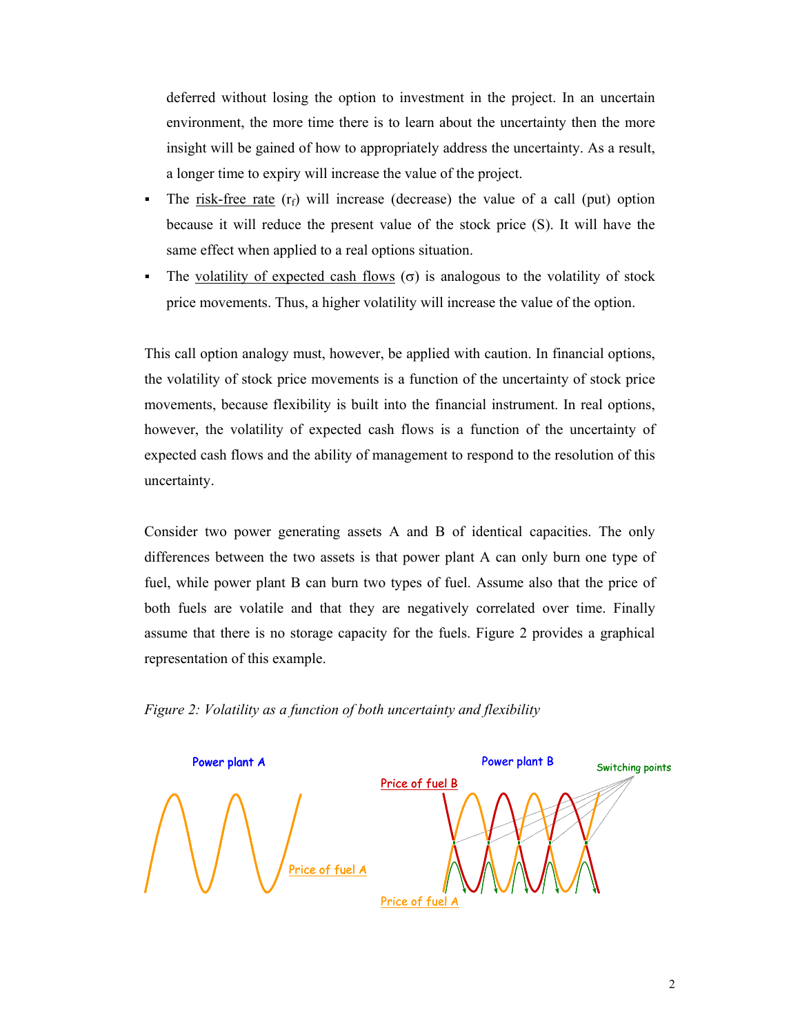deferred without losing the option to investment in the project. In an uncertain environment, the more time there is to learn about the uncertainty then the more insight will be gained of how to appropriately address the uncertainty. As a result, a longer time to expiry will increase the value of the project.

- The risk-free rate ($r_f$) will increase (decrease) the value of a call (put) option because it will reduce the present value of the stock price (S). It will have the same effect when applied to a real options situation.
- The volatility of expected cash flows ($\sigma$) is analogous to the volatility of stock price movements. Thus, a higher volatility will increase the value of the option.

This call option analogy must, however, be applied with caution. In financial options, the volatility of stock price movements is a function of the uncertainty of stock price movements, because flexibility is built into the financial instrument. In real options, however, the volatility of expected cash flows is a function of the uncertainty of expected cash flows and the ability of management to respond to the resolution of this uncertainty.

Consider two power generating assets A and B of identical capacities. The only differences between the two assets is that power plant A can only burn one type of fuel, while power plant B can burn two types of fuel. Assume also that the price of both fuels are volatile and that they are negatively correlated over time. Finally assume that there is no storage capacity for the fuels. Figure 2 provides a graphical representation of this example.

*Figure 2: Volatility as a function of both uncertainty and flexibility*

Power plant A — Price of fuel A

Power plant B — Price of fuel B, Price of fuel A, Switching points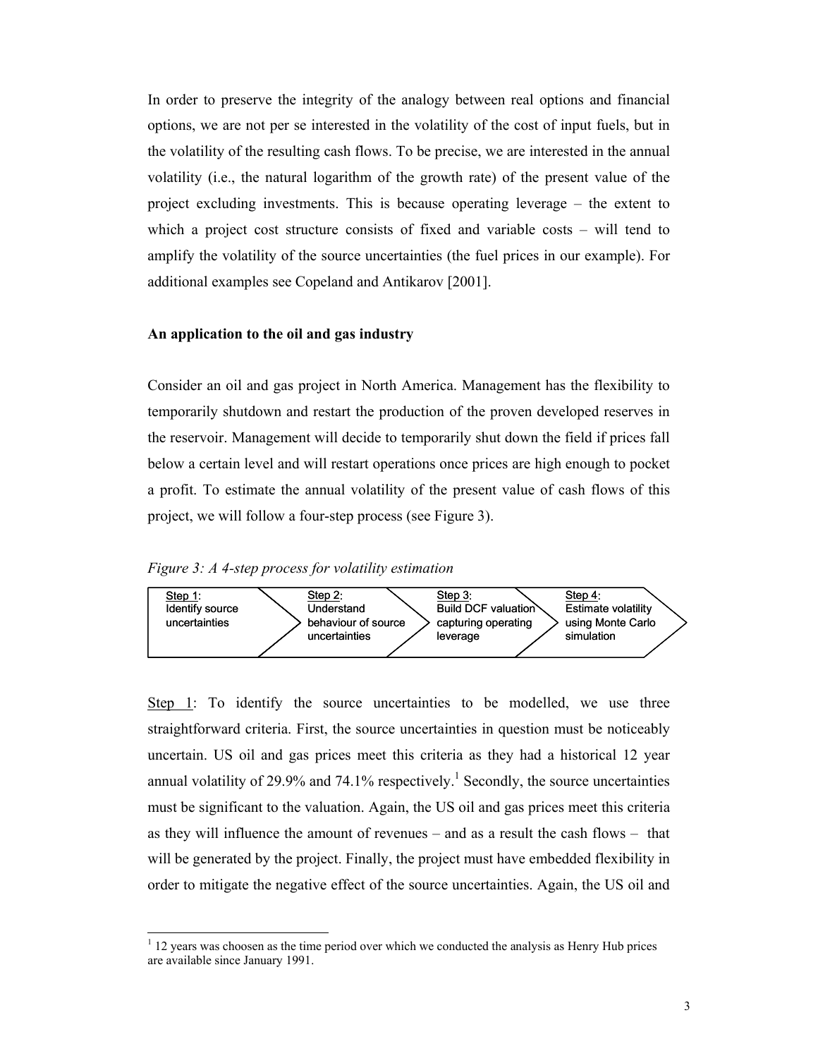In order to preserve the integrity of the analogy between real options and financial options, we are not per se interested in the volatility of the cost of input fuels, but in the volatility of the resulting cash flows. To be precise, we are interested in the annual volatility (i.e., the natural logarithm of the growth rate) of the present value of the project excluding investments. This is because operating leverage – the extent to which a project cost structure consists of fixed and variable costs – will tend to amplify the volatility of the source uncertainties (the fuel prices in our example). For additional examples see Copeland and Antikarov [2001].

**An application to the oil and gas industry**

Consider an oil and gas project in North America. Management has the flexibility to temporarily shutdown and restart the production of the proven developed reserves in the reservoir. Management will decide to temporarily shut down the field if prices fall below a certain level and will restart operations once prices are high enough to pocket a profit. To estimate the annual volatility of the present value of cash flows of this project, we will follow a four-step process (see Figure 3).

*Figure 3: A 4-step process for volatility estimation*

| Step 1: Identify source uncertainties | Step 2: Understand behaviour of source uncertainties | Step 3: Build DCF valuation capturing operating leverage | Step 4: Estimate volatility using Monte Carlo simulation |
| --- | --- | --- | --- |

Step 1: To identify the source uncertainties to be modelled, we use three straightforward criteria. First, the source uncertainties in question must be noticeably uncertain. US oil and gas prices meet this criteria as they had a historical 12 year annual volatility of 29.9% and 74.1% respectively.[1] Secondly, the source uncertainties must be significant to the valuation. Again, the US oil and gas prices meet this criteria as they will influence the amount of revenues – and as a result the cash flows – that will be generated by the project. Finally, the project must have embedded flexibility in order to mitigate the negative effect of the source uncertainties. Again, the US oil and

[1] 12 years was choosen as the time period over which we conducted the analysis as Henry Hub prices are available since January 1991.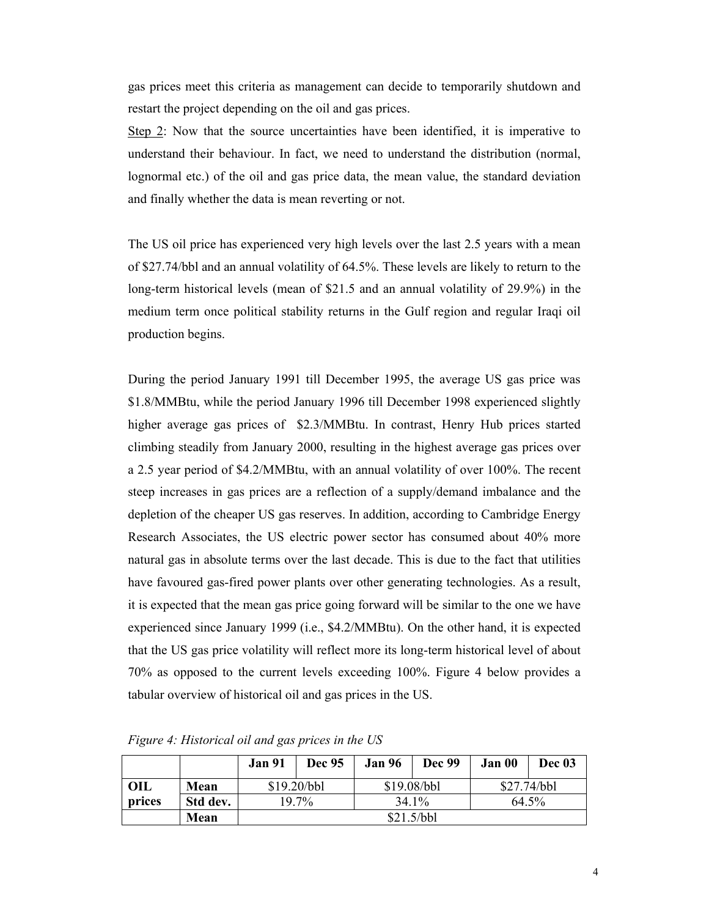gas prices meet this criteria as management can decide to temporarily shutdown and restart the project depending on the oil and gas prices.

Step 2: Now that the source uncertainties have been identified, it is imperative to understand their behaviour. In fact, we need to understand the distribution (normal, lognormal etc.) of the oil and gas price data, the mean value, the standard deviation and finally whether the data is mean reverting or not.

The US oil price has experienced very high levels over the last 2.5 years with a mean of $27.74/bbl and an annual volatility of 64.5%. These levels are likely to return to the long-term historical levels (mean of $21.5 and an annual volatility of 29.9%) in the medium term once political stability returns in the Gulf region and regular Iraqi oil production begins.

During the period January 1991 till December 1995, the average US gas price was $1.8/MMBtu, while the period January 1996 till December 1998 experienced slightly higher average gas prices of $2.3/MMBtu. In contrast, Henry Hub prices started climbing steadily from January 2000, resulting in the highest average gas prices over a 2.5 year period of $4.2/MMBtu, with an annual volatility of over 100%. The recent steep increases in gas prices are a reflection of a supply/demand imbalance and the depletion of the cheaper US gas reserves. In addition, according to Cambridge Energy Research Associates, the US electric power sector has consumed about 40% more natural gas in absolute terms over the last decade. This is due to the fact that utilities have favoured gas-fired power plants over other generating technologies. As a result, it is expected that the mean gas price going forward will be similar to the one we have experienced since January 1999 (i.e., $4.2/MMBtu). On the other hand, it is expected that the US gas price volatility will reflect more its long-term historical level of about 70% as opposed to the current levels exceeding 100%. Figure 4 below provides a tabular overview of historical oil and gas prices in the US.

*Figure 4: Historical oil and gas prices in the US*

| | | Jan 91 | Dec 95 | Jan 96 | Dec 99 | Jan 00 | Dec 03 |
|---|---|---|---|---|---|---|---|
| **OIL prices** | **Mean** | $19.20/bbl | | $19.08/bbl | | $27.74/bbl | |
| | **Std dev.** | 19.7% | | 34.1% | | 64.5% | |
| | **Mean** | $21.5/bbl | | | | | |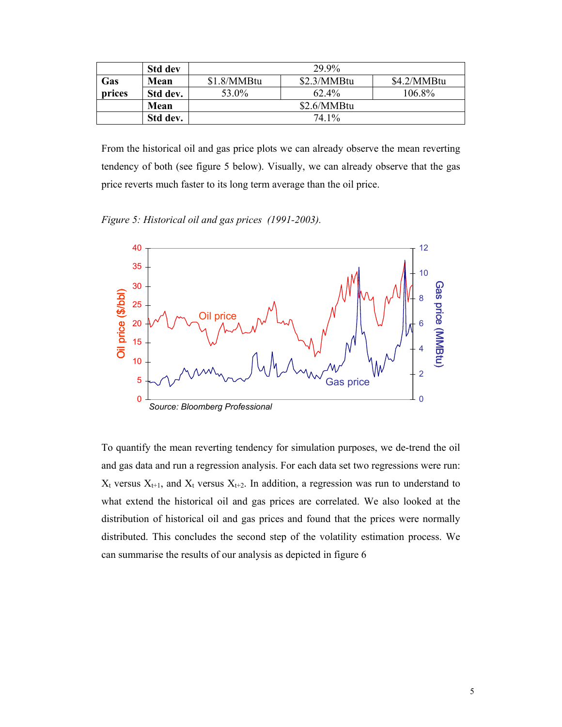|  | Std dev | 29.9% |  |  |
|---|---|---|---|---|
| Gas prices | Mean | $1.8/MMBtu | $2.3/MMBtu | $4.2/MMBtu |
|  | Std dev. | 53.0% | 62.4% | 106.8% |
|  | Mean | $2.6/MMBtu |  |  |
|  | Std dev. | 74.1% |  |  |

From the historical oil and gas price plots we can already observe the mean reverting tendency of both (see figure 5 below). Visually, we can already observe that the gas price reverts much faster to its long term average than the oil price.

*Figure 5: Historical oil and gas prices (1991-2003).*

*Source: Bloomberg Professional*

To quantify the mean reverting tendency for simulation purposes, we de-trend the oil and gas data and run a regression analysis. For each data set two regressions were run: $X_t$ versus $X_{t+1}$, and $X_t$ versus $X_{t+2}$. In addition, a regression was run to understand to what extend the historical oil and gas prices are correlated. We also looked at the distribution of historical oil and gas prices and found that the prices were normally distributed. This concludes the second step of the volatility estimation process. We can summarise the results of our analysis as depicted in figure 6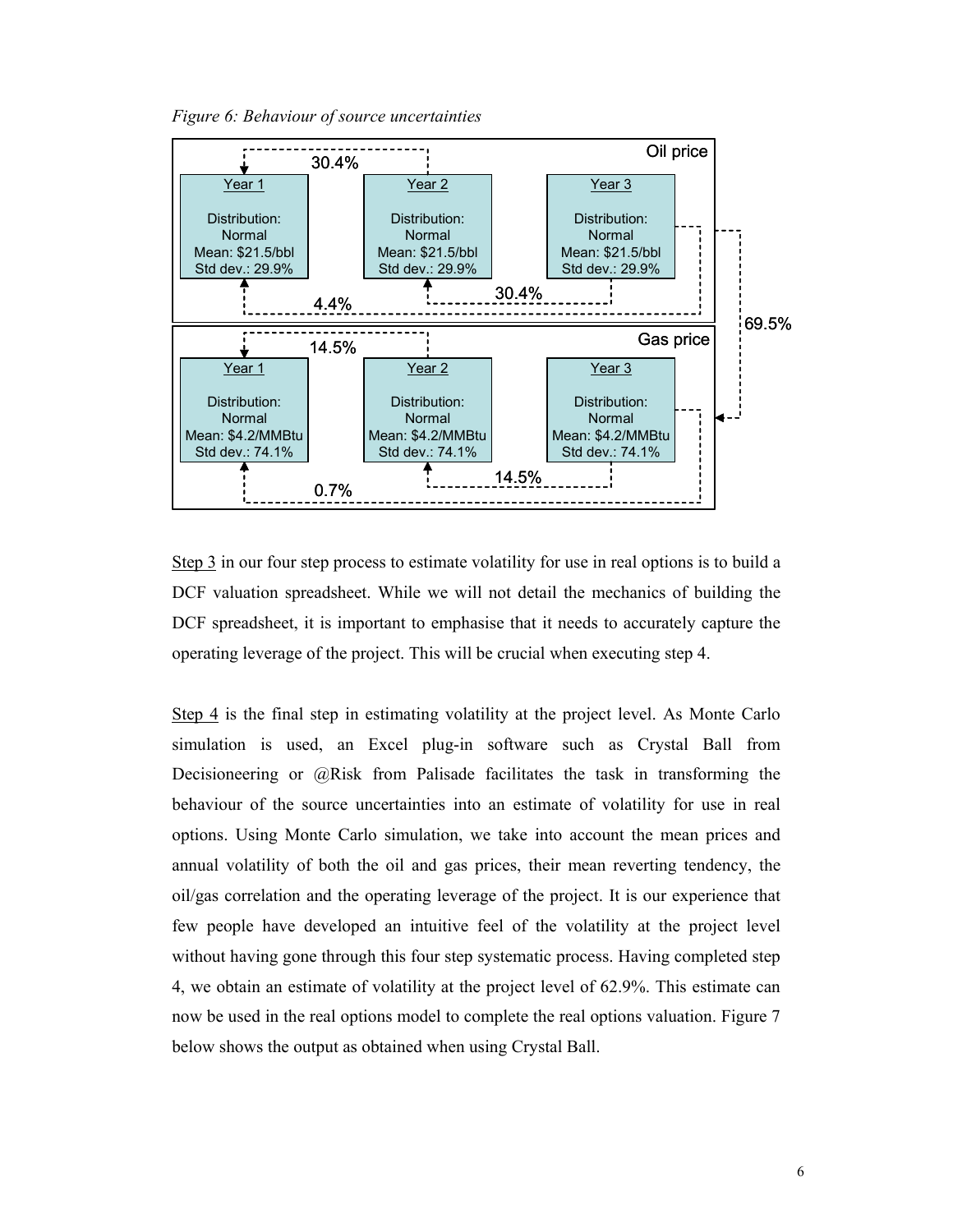*Figure 6: Behaviour of source uncertainties*

| Oil price | Year 1 | Year 2 | Year 3 |
|---|---|---|---|
| Distribution | Normal | Normal | Normal |
| Mean | $21.5/bbl | $21.5/bbl | $21.5/bbl |
| Std dev. | 29.9% | 29.9% | 29.9% |

Oil price correlations: Year 2 → Year 1: 30.4%; Year 3 → Year 2: 30.4%; Year 3 → Year 1: 4.4%

| Gas price | Year 1 | Year 2 | Year 3 |
|---|---|---|---|
| Distribution | Normal | Normal | Normal |
| Mean | $4.2/MMBtu | $4.2/MMBtu | $4.2/MMBtu |
| Std dev. | 74.1% | 74.1% | 74.1% |

Gas price correlations: Year 2 → Year 1: 14.5%; Year 3 → Year 2: 14.5%; Year 3 → Year 1: 0.7%

Oil price / Gas price correlation: 69.5%

Step 3 in our four step process to estimate volatility for use in real options is to build a DCF valuation spreadsheet. While we will not detail the mechanics of building the DCF spreadsheet, it is important to emphasise that it needs to accurately capture the operating leverage of the project. This will be crucial when executing step 4.

Step 4 is the final step in estimating volatility at the project level. As Monte Carlo simulation is used, an Excel plug-in software such as Crystal Ball from Decisioneering or @Risk from Palisade facilitates the task in transforming the behaviour of the source uncertainties into an estimate of volatility for use in real options. Using Monte Carlo simulation, we take into account the mean prices and annual volatility of both the oil and gas prices, their mean reverting tendency, the oil/gas correlation and the operating leverage of the project. It is our experience that few people have developed an intuitive feel of the volatility at the project level without having gone through this four step systematic process. Having completed step 4, we obtain an estimate of volatility at the project level of 62.9%. This estimate can now be used in the real options model to complete the real options valuation. Figure 7 below shows the output as obtained when using Crystal Ball.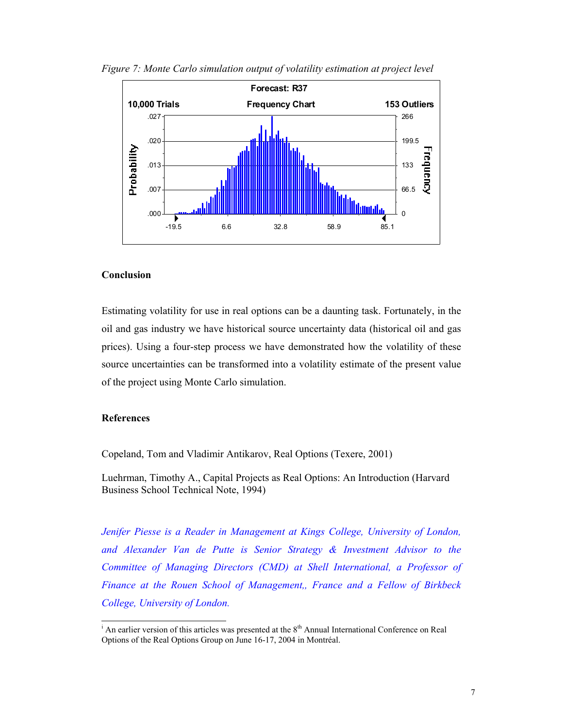*Figure 7: Monte Carlo simulation output of volatility estimation at project level*

Forecast: R37

10,000 Trials

Frequency Chart

153 Outliers

Probability

Frequency

.027 .020 .013 .007 .000

266 199.5 133 66.5 0

-19.5 6.6 32.8 58.9 85.1

## Conclusion

Estimating volatility for use in real options can be a daunting task. Fortunately, in the oil and gas industry we have historical source uncertainty data (historical oil and gas prices). Using a four-step process we have demonstrated how the volatility of these source uncertainties can be transformed into a volatility estimate of the present value of the project using Monte Carlo simulation.

## References

Copeland, Tom and Vladimir Antikarov, Real Options (Texere, 2001)

Luehrman, Timothy A., Capital Projects as Real Options: An Introduction (Harvard Business School Technical Note, 1994)

*Jenifer Piesse is a Reader in Management at Kings College, University of London, and Alexander Van de Putte is Senior Strategy & Investment Advisor to the Committee of Managing Directors (CMD) at Shell International, a Professor of Finance at the Rouen School of Management,, France and a Fellow of Birkbeck College, University of London.*

---

[i] An earlier version of this articles was presented at the 8th Annual International Conference on Real Options of the Real Options Group on June 16-17, 2004 in Montréal.